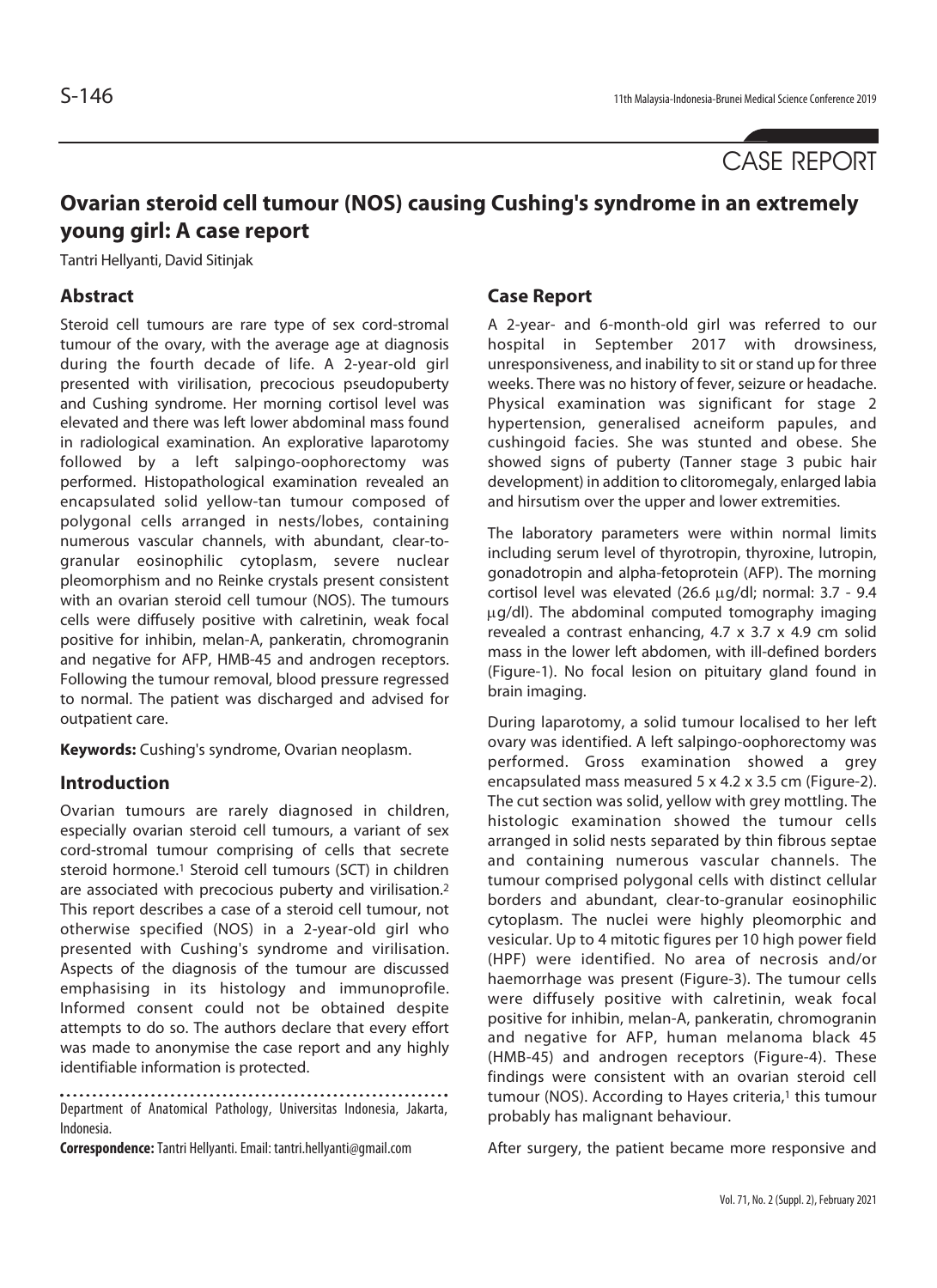CASE REPORT

# Ovarian steroid cell tumour (NOS) causing Cushing's syndrome in an extremely young girl: A case report

Tantri Hellyanti, David Sitinjak

## Abstract

Steroid cell tumours are rare type of sex cord-stromal tumour of the ovary, with the average age at diagnosis during the fourth decade of life. A 2-year-old girl presented with virilisation, precocious pseudopuberty and Cushing syndrome. Her morning cortisol level was elevated and there was left lower abdominal mass found in radiological examination. An explorative laparotomy followed by a left salpingo-oophorectomy was performed. Histopathological examination revealed an encapsulated solid yellow-tan tumour composed of polygonal cells arranged in nests/lobes, containing numerous vascular channels, with abundant, clear-to-granular eosinophilic cytoplasm, severe nuclear pleomorphism and no Reinke crystals present consistent with an ovarian steroid cell tumour (NOS). The tumours cells were diffusely positive with calretinin, weak focal positive for inhibin, melan-A, pankeratin, chromogranin and negative for AFP, HMB-45 and androgen receptors. Following the tumour removal, blood pressure regressed to normal. The patient was discharged and advised for outpatient care.

**Keywords:** Cushing's syndrome, Ovarian neoplasm.

## Introduction

Ovarian tumours are rarely diagnosed in children, especially ovarian steroid cell tumours, a variant of sex cord-stromal tumour comprising of cells that secrete steroid hormone.[1] Steroid cell tumours (SCT) in children are associated with precocious puberty and virilisation.[2] This report describes a case of a steroid cell tumour, not otherwise specified (NOS) in a 2-year-old girl who presented with Cushing's syndrome and virilisation. Aspects of the diagnosis of the tumour are discussed emphasising in its histology and immunoprofile. Informed consent could not be obtained despite attempts to do so. The authors declare that every effort was made to anonymise the case report and any highly identifiable information is protected.

Department of Anatomical Pathology, Universitas Indonesia, Jakarta, Indonesia.

**Correspondence:** Tantri Hellyanti. Email: tantri.hellyanti@gmail.com

## Case Report

A 2-year- and 6-month-old girl was referred to our hospital in September 2017 with drowsiness, unresponsiveness, and inability to sit or stand up for three weeks. There was no history of fever, seizure or headache. Physical examination was significant for stage 2 hypertension, generalised acneiform papules, and cushingoid facies. She was stunted and obese. She showed signs of puberty (Tanner stage 3 pubic hair development) in addition to clitoromegaly, enlarged labia and hirsutism over the upper and lower extremities.

The laboratory parameters were within normal limits including serum level of thyrotropin, thyroxine, lutropin, gonadotropin and alpha-fetoprotein (AFP). The morning cortisol level was elevated (26.6 μg/dl; normal: 3.7 - 9.4 μg/dl). The abdominal computed tomography imaging revealed a contrast enhancing, 4.7 x 3.7 x 4.9 cm solid mass in the lower left abdomen, with ill-defined borders (Figure-1). No focal lesion on pituitary gland found in brain imaging.

During laparotomy, a solid tumour localised to her left ovary was identified. A left salpingo-oophorectomy was performed. Gross examination showed a grey encapsulated mass measured 5 x 4.2 x 3.5 cm (Figure-2). The cut section was solid, yellow with grey mottling. The histologic examination showed the tumour cells arranged in solid nests separated by thin fibrous septae and containing numerous vascular channels. The tumour comprised polygonal cells with distinct cellular borders and abundant, clear-to-granular eosinophilic cytoplasm. The nuclei were highly pleomorphic and vesicular. Up to 4 mitotic figures per 10 high power field (HPF) were identified. No area of necrosis and/or haemorrhage was present (Figure-3). The tumour cells were diffusely positive with calretinin, weak focal positive for inhibin, melan-A, pankeratin, chromogranin and negative for AFP, human melanoma black 45 (HMB-45) and androgen receptors (Figure-4). These findings were consistent with an ovarian steroid cell tumour (NOS). According to Hayes criteria,[1] this tumour probably has malignant behaviour.

After surgery, the patient became more responsive and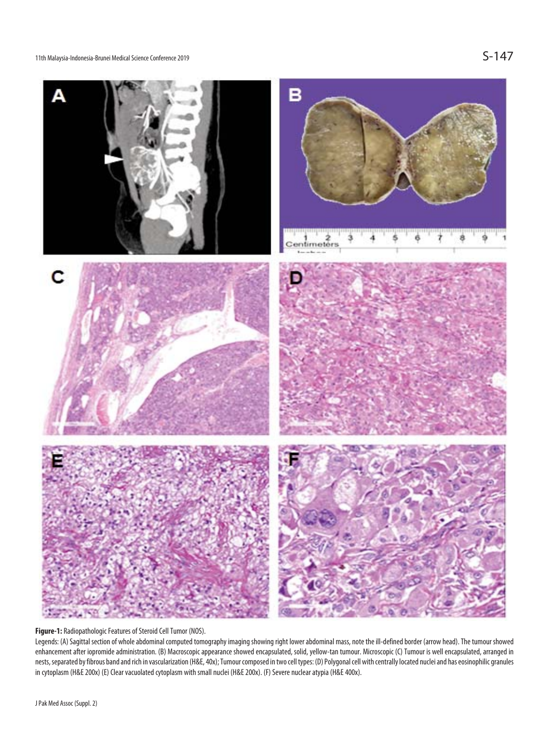**Figure-1:** Radiopathologic Features of Steroid Cell Tumor (NOS).

Legends: (A) Sagittal section of whole abdominal computed tomography imaging showing right lower abdominal mass, note the ill-defined border (arrow head). The tumour showed enhancement after iopromide administration. (B) Macroscopic appearance showed encapsulated, solid, yellow-tan tumour. Microscopic (C) Tumour is well encapsulated, arranged in nests, separated by fibrous band and rich in vascularization (H&E, 40x); Tumour composed in two cell types: (D) Polygonal cell with centrally located nuclei and has eosinophilic granules in cytoplasm (H&E 200x) (E) Clear vacuolated cytoplasm with small nuclei (H&E 200x). (F) Severe nuclear atypia (H&E 400x).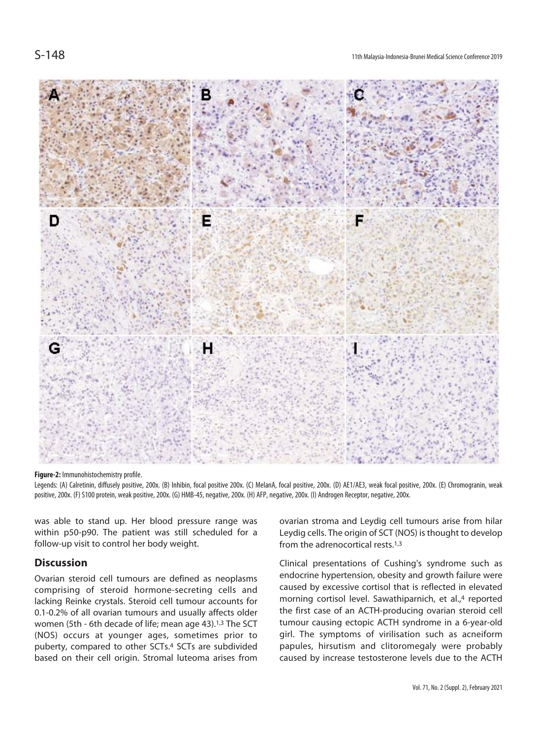**Figure-2:** Immunohistochemistry profile.

Legends: (A) Calretinin, diffusely positive, 200x. (B) Inhibin, focal positive 200x. (C) MelanA, focal positive, 200x. (D) AE1/AE3, weak focal positive, 200x. (E) Chromogranin, weak positive, 200x. (F) S100 protein, weak positive, 200x. (G) HMB-45, negative, 200x. (H) AFP, negative, 200x. (I) Androgen Receptor, negative, 200x.

was able to stand up. Her blood pressure range was within p50-p90. The patient was still scheduled for a follow-up visit to control her body weight.

## Discussion

Ovarian steroid cell tumours are defined as neoplasms comprising of steroid hormone-secreting cells and lacking Reinke crystals. Steroid cell tumour accounts for 0.1-0.2% of all ovarian tumours and usually affects older women (5th - 6th decade of life; mean age 43).[1,3] The SCT (NOS) occurs at younger ages, sometimes prior to puberty, compared to other SCTs.[4] SCTs are subdivided based on their cell origin. Stromal luteoma arises from ovarian stroma and Leydig cell tumours arise from hilar Leydig cells. The origin of SCT (NOS) is thought to develop from the adrenocortical rests.[1,3]

Clinical presentations of Cushing's syndrome such as endocrine hypertension, obesity and growth failure were caused by excessive cortisol that is reflected in elevated morning cortisol level. Sawathiparnich, et al.,[4] reported the first case of an ACTH-producing ovarian steroid cell tumour causing ectopic ACTH syndrome in a 6-year-old girl. The symptoms of virilisation such as acneiform papules, hirsutism and clitoromegaly were probably caused by increase testosterone levels due to the ACTH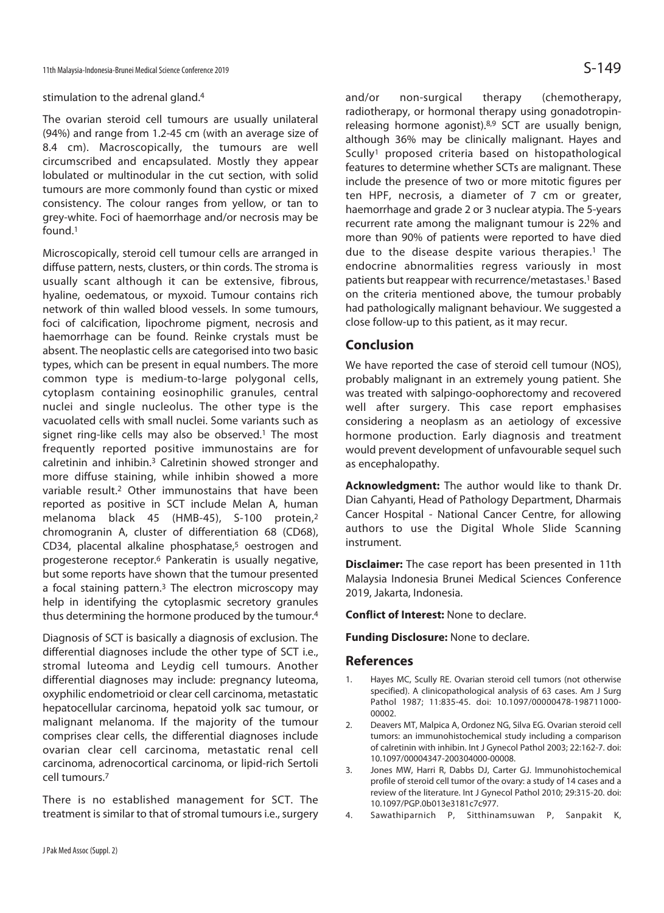stimulation to the adrenal gland.[4]

The ovarian steroid cell tumours are usually unilateral (94%) and range from 1.2-45 cm (with an average size of 8.4 cm). Macroscopically, the tumours are well circumscribed and encapsulated. Mostly they appear lobulated or multinodular in the cut section, with solid tumours are more commonly found than cystic or mixed consistency. The colour ranges from yellow, or tan to grey-white. Foci of haemorrhage and/or necrosis may be found.[1]

Microscopically, steroid cell tumour cells are arranged in diffuse pattern, nests, clusters, or thin cords. The stroma is usually scant although it can be extensive, fibrous, hyaline, oedematous, or myxoid. Tumour contains rich network of thin walled blood vessels. In some tumours, foci of calcification, lipochrome pigment, necrosis and haemorrhage can be found. Reinke crystals must be absent. The neoplastic cells are categorised into two basic types, which can be present in equal numbers. The more common type is medium-to-large polygonal cells, cytoplasm containing eosinophilic granules, central nuclei and single nucleolus. The other type is the vacuolated cells with small nuclei. Some variants such as signet ring-like cells may also be observed.[1] The most frequently reported positive immunostains are for calretinin and inhibin.[3] Calretinin showed stronger and more diffuse staining, while inhibin showed a more variable result.[2] Other immunostains that have been reported as positive in SCT include Melan A, human melanoma black 45 (HMB-45), S-100 protein,[2] chromogranin A, cluster of differentiation 68 (CD68), CD34, placental alkaline phosphatase,[5] oestrogen and progesterone receptor.[6] Pankeratin is usually negative, but some reports have shown that the tumour presented a focal staining pattern.[3] The electron microscopy may help in identifying the cytoplasmic secretory granules thus determining the hormone produced by the tumour.[4]

Diagnosis of SCT is basically a diagnosis of exclusion. The differential diagnoses include the other type of SCT i.e., stromal luteoma and Leydig cell tumours. Another differential diagnoses may include: pregnancy luteoma, oxyphilic endometrioid or clear cell carcinoma, metastatic hepatocellular carcinoma, hepatoid yolk sac tumour, or malignant melanoma. If the majority of the tumour comprises clear cells, the differential diagnoses include ovarian clear cell carcinoma, metastatic renal cell carcinoma, adrenocortical carcinoma, or lipid-rich Sertoli cell tumours.[7]

There is no established management for SCT. The treatment is similar to that of stromal tumours i.e., surgery and/or non-surgical therapy (chemotherapy, radiotherapy, or hormonal therapy using gonadotropin-releasing hormone agonist).[8,9] SCT are usually benign, although 36% may be clinically malignant. Hayes and Scully[1] proposed criteria based on histopathological features to determine whether SCTs are malignant. These include the presence of two or more mitotic figures per ten HPF, necrosis, a diameter of 7 cm or greater, haemorrhage and grade 2 or 3 nuclear atypia. The 5-years recurrent rate among the malignant tumour is 22% and more than 90% of patients were reported to have died due to the disease despite various therapies.[1] The endocrine abnormalities regress variously in most patients but reappear with recurrence/metastases.[1] Based on the criteria mentioned above, the tumour probably had pathologically malignant behaviour. We suggested a close follow-up to this patient, as it may recur.

## Conclusion

We have reported the case of steroid cell tumour (NOS), probably malignant in an extremely young patient. She was treated with salpingo-oophorectomy and recovered well after surgery. This case report emphasises considering a neoplasm as an aetiology of excessive hormone production. Early diagnosis and treatment would prevent development of unfavourable sequel such as encephalopathy.

**Acknowledgment:** The author would like to thank Dr. Dian Cahyanti, Head of Pathology Department, Dharmais Cancer Hospital - National Cancer Centre, for allowing authors to use the Digital Whole Slide Scanning instrument.

**Disclaimer:** The case report has been presented in 11th Malaysia Indonesia Brunei Medical Sciences Conference 2019, Jakarta, Indonesia.

**Conflict of Interest:** None to declare.

**Funding Disclosure:** None to declare.

## References

1. Hayes MC, Scully RE. Ovarian steroid cell tumors (not otherwise specified). A clinicopathological analysis of 63 cases. Am J Surg Pathol 1987; 11:835-45. doi: 10.1097/00000478-198711000-00002.
2. Deavers MT, Malpica A, Ordonez NG, Silva EG. Ovarian steroid cell tumors: an immunohistochemical study including a comparison of calretinin with inhibin. Int J Gynecol Pathol 2003; 22:162-7. doi: 10.1097/00004347-200304000-00008.
3. Jones MW, Harri R, Dabbs DJ, Carter GJ. Immunohistochemical profile of steroid cell tumor of the ovary: a study of 14 cases and a review of the literature. Int J Gynecol Pathol 2010; 29:315-20. doi: 10.1097/PGP.0b013e3181c7c977.
4. Sawathiparnich P, Sitthinamsuwan P, Sanpakit K,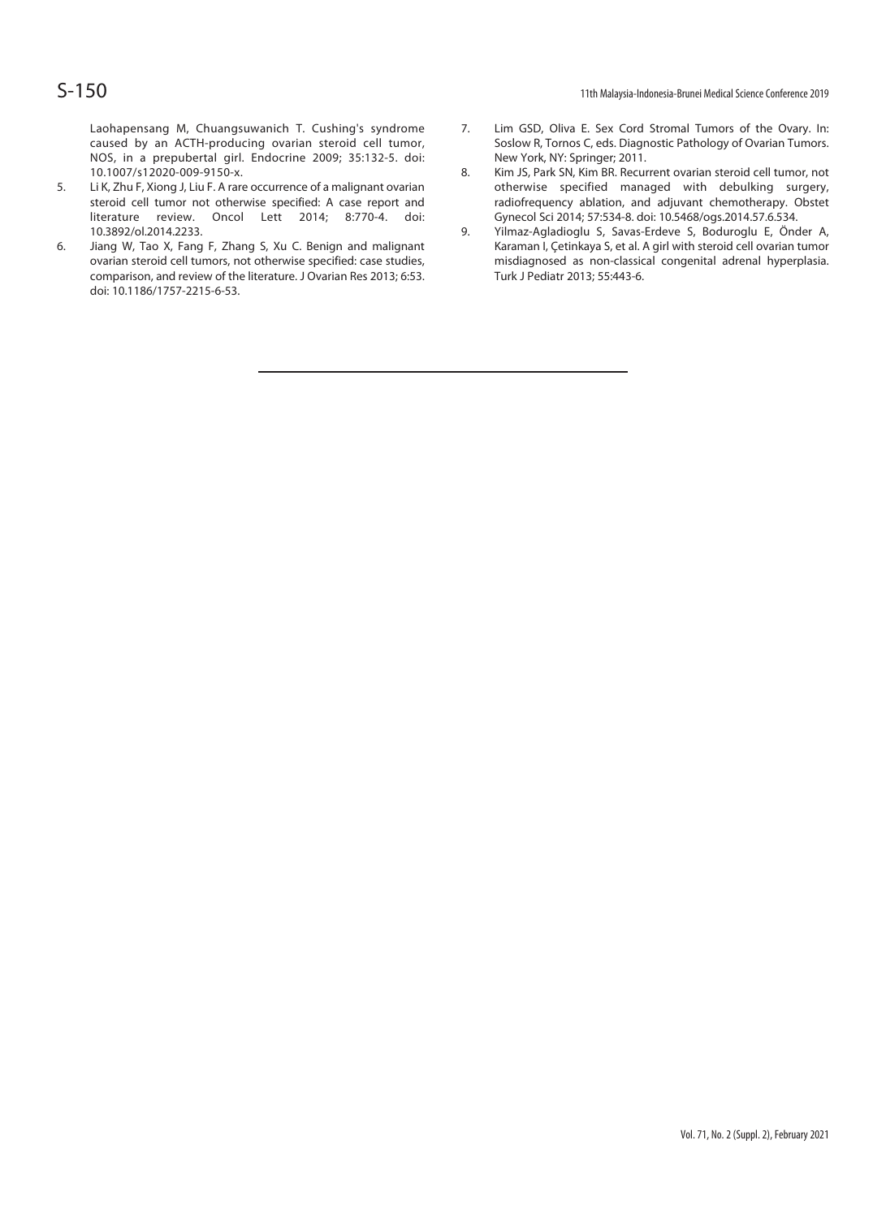Laohapensang M, Chuangsuwanich T. Cushing's syndrome caused by an ACTH-producing ovarian steroid cell tumor, NOS, in a prepubertal girl. Endocrine 2009; 35:132-5. doi: 10.1007/s12020-009-9150-x.

5. Li K, Zhu F, Xiong J, Liu F. A rare occurrence of a malignant ovarian steroid cell tumor not otherwise specified: A case report and literature review. Oncol Lett 2014; 8:770-4. doi: 10.3892/ol.2014.2233.
6. Jiang W, Tao X, Fang F, Zhang S, Xu C. Benign and malignant ovarian steroid cell tumors, not otherwise specified: case studies, comparison, and review of the literature. J Ovarian Res 2013; 6:53. doi: 10.1186/1757-2215-6-53.
7. Lim GSD, Oliva E. Sex Cord Stromal Tumors of the Ovary. In: Soslow R, Tornos C, eds. Diagnostic Pathology of Ovarian Tumors. New York, NY: Springer; 2011.
8. Kim JS, Park SN, Kim BR. Recurrent ovarian steroid cell tumor, not otherwise specified managed with debulking surgery, radiofrequency ablation, and adjuvant chemotherapy. Obstet Gynecol Sci 2014; 57:534-8. doi: 10.5468/ogs.2014.57.6.534.
9. Yilmaz-Agladioglu S, Savas-Erdeve S, Boduroglu E, Önder A, Karaman I, Çetinkaya S, et al. A girl with steroid cell ovarian tumor misdiagnosed as non-classical congenital adrenal hyperplasia. Turk J Pediatr 2013; 55:443-6.